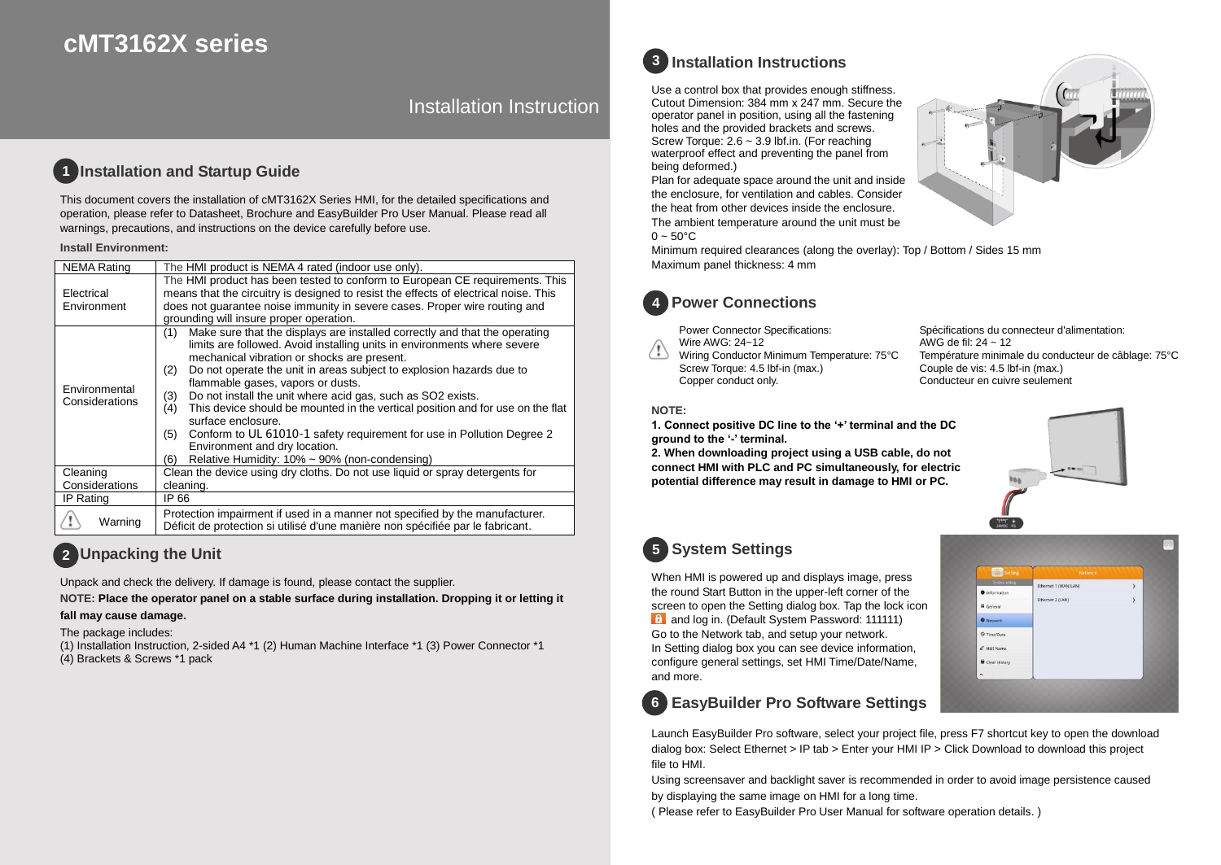# cMT3162X series

Installation Instruction

## 1 Installation and Startup Guide

This document covers the installation of cMT3162X Series HMI, for the detailed specifications and operation, please refer to Datasheet, Brochure and EasyBuilder Pro User Manual. Please read all warnings, precautions, and instructions on the device carefully before use.

**Install Environment:**

| NEMA Rating | The HMI product is NEMA 4 rated (indoor use only). |
|---|---|
| Electrical Environment | The HMI product has been tested to conform to European CE requirements. This means that the circuitry is designed to resist the effects of electrical noise. This does not guarantee noise immunity in severe cases. Proper wire routing and grounding will insure proper operation. |
| Environmental Considerations | (1) Make sure that the displays are installed correctly and that the operating limits are followed. Avoid installing units in environments where severe mechanical vibration or shocks are present. (2) Do not operate the unit in areas subject to explosion hazards due to flammable gases, vapors or dusts. (3) Do not install the unit where acid gas, such as SO2 exists. (4) This device should be mounted in the vertical position and for use on the flat surface enclosure. (5) Conform to UL 61010-1 safety requirement for use in Pollution Degree 2 Environment and dry location. (6) Relative Humidity: 10% ~ 90% (non-condensing) |
| Cleaning Considerations | Clean the device using dry cloths. Do not use liquid or spray detergents for cleaning. |
| IP Rating | IP 66 |
| Warning | Protection impairment if used in a manner not specified by the manufacturer. Déficit de protection si utilisé d'une manière non spécifiée par le fabricant. |

## 2 Unpacking the Unit

Unpack and check the delivery. If damage is found, please contact the supplier.

NOTE: **Place the operator panel on a stable surface during installation. Dropping it or letting it fall may cause damage.**

The package includes:
(1) Installation Instruction, 2-sided A4 *1 (2) Human Machine Interface *1 (3) Power Connector *1
(4) Brackets & Screws *1 pack

## 3 Installation Instructions

Use a control box that provides enough stiffness. Cutout Dimension: 384 mm x 247 mm. Secure the operator panel in position, using all the fastening holes and the provided brackets and screws. Screw Torque: 2.6 ~ 3.9 lbf.in. (For reaching waterproof effect and preventing the panel from being deformed.)
Plan for adequate space around the unit and inside the enclosure, for ventilation and cables. Consider the heat from other devices inside the enclosure.
The ambient temperature around the unit must be 0 ~ 50°C
Minimum required clearances (along the overlay): Top / Bottom / Sides 15 mm
Maximum panel thickness: 4 mm

## 4 Power Connections

Power Connector Specifications:
Wire AWG: 24~12
Wiring Conductor Minimum Temperature: 75°C
Screw Torque: 4.5 lbf-in (max.)
Copper conduct only.

Spécifications du connecteur d'alimentation:
AWG de fil: 24 ~ 12
Température minimale du conducteur de câblage: 75°C
Couple de vis: 4.5 lbf-in (max.)
Conducteur en cuivre seulement

**NOTE:**
**1. Connect positive DC line to the '+' terminal and the DC ground to the '-' terminal.**
**2. When downloading project using a USB cable, do not connect HMI with PLC and PC simultaneously, for electric potential difference may result in damage to HMI or PC.**

## 5 System Settings

When HMI is powered up and displays image, press the round Start Button in the upper-left corner of the screen to open the Setting dialog box. Tap the lock icon and log in. (Default System Password: 111111)
Go to the Network tab, and setup your network.
In Setting dialog box you can see device information, configure general settings, set HMI Time/Date/Name, and more.

## 6 EasyBuilder Pro Software Settings

Launch EasyBuilder Pro software, select your project file, press F7 shortcut key to open the download dialog box: Select Ethernet > IP tab > Enter your HMI IP > Click Download to download this project file to HMI.

Using screensaver and backlight saver is recommended in order to avoid image persistence caused by displaying the same image on HMI for a long time.

( Please refer to EasyBuilder Pro User Manual for software operation details. )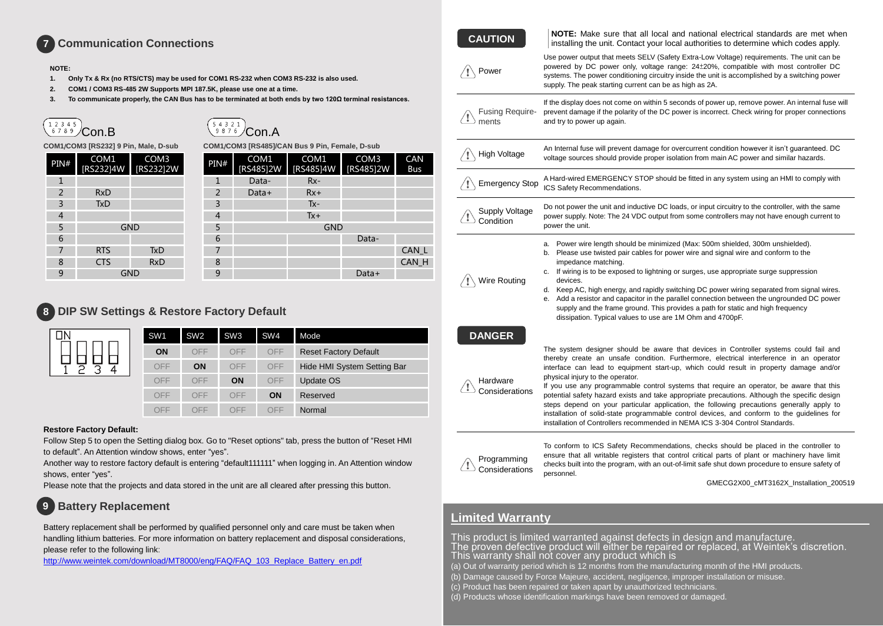## 7 Communication Connections

**NOTE:**

1. **Only Tx & Rx (no RTS/CTS) may be used for COM1 RS-232 when COM3 RS-232 is also used.**
2. **COM1 / COM3 RS-485 2W Supports MPI 187.5K, please use one at a time.**
3. **To communicate properly, the CAN Bus has to be terminated at both ends by two 120Ω terminal resistances.**

Con.B

**COM1/COM3 [RS232] 9 Pin, Male, D-sub**

| PIN# | COM1 [RS232]4W | COM3 [RS232]2W |
|---|---|---|
| 1 | | |
| 2 | RxD | |
| 3 | TxD | |
| 4 | | |
| 5 | GND | |
| 6 | | |
| 7 | RTS | TxD |
| 8 | CTS | RxD |
| 9 | GND | |

Con.A

**COM1/COM3 [RS485]/CAN Bus 9 Pin, Female, D-sub**

| PIN# | COM1 [RS485]2W | COM1 [RS485]4W | COM3 [RS485]2W | CAN Bus |
|---|---|---|---|---|
| 1 | Data- | Rx- | | |
| 2 | Data+ | Rx+ | | |
| 3 | | Tx- | | |
| 4 | | Tx+ | | |
| 5 | GND | | | |
| 6 | | | Data- | |
| 7 | | | | CAN_L |
| 8 | | | | CAN_H |
| 9 | | | Data+ | |

## 8 DIP SW Settings & Restore Factory Default

| SW1 | SW2 | SW3 | SW4 | Mode |
|---|---|---|---|---|
| **ON** | OFF | OFF | OFF | Reset Factory Default |
| OFF | **ON** | OFF | OFF | Hide HMI System Setting Bar |
| OFF | OFF | **ON** | OFF | Update OS |
| OFF | OFF | OFF | **ON** | Reserved |
| OFF | OFF | OFF | OFF | Normal |

**Restore Factory Default:**

Follow Step 5 to open the Setting dialog box. Go to "Reset options" tab, press the button of "Reset HMI to default". An Attention window shows, enter "yes".

Another way to restore factory default is entering "default111111" when logging in. An Attention window shows, enter "yes".

Please note that the projects and data stored in the unit are all cleared after pressing this button.

## 9 Battery Replacement

Battery replacement shall be performed by qualified personnel only and care must be taken when handling lithium batteries. For more information on battery replacement and disposal considerations, please refer to the following link:

http://www.weintek.com/download/MT8000/eng/FAQ/FAQ_103_Replace_Battery_en.pdf

**CAUTION**

**NOTE:** Make sure that all local and national electrical standards are met when installing the unit. Contact your local authorities to determine which codes apply.

**Power**: Use power output that meets SELV (Safety Extra-Low Voltage) requirements. The unit can be powered by DC power only, voltage range: 24±20%, compatible with most controller DC systems. The power conditioning circuitry inside the unit is accomplished by a switching power supply. The peak starting current can be as high as 2A.

**Fusing Requirements**: If the display does not come on within 5 seconds of power up, remove power. An internal fuse will prevent damage if the polarity of the DC power is incorrect. Check wiring for proper connections and try to power up again.

**High Voltage**: An Internal fuse will prevent damage for overcurrent condition however it isn't guaranteed. DC voltage sources should provide proper isolation from main AC power and similar hazards.

**Emergency Stop**: A Hard-wired EMERGENCY STOP should be fitted in any system using an HMI to comply with ICS Safety Recommendations.

**Supply Voltage Condition**: Do not power the unit and inductive DC loads, or input circuitry to the controller, with the same power supply. Note: The 24 VDC output from some controllers may not have enough current to power the unit.

**Wire Routing**:

a. Power wire length should be minimized (Max: 500m shielded, 300m unshielded).
b. Please use twisted pair cables for power wire and signal wire and conform to the impedance matching.
c. If wiring is to be exposed to lightning or surges, use appropriate surge suppression devices.
d. Keep AC, high energy, and rapidly switching DC power wiring separated from signal wires.
e. Add a resistor and capacitor in the parallel connection between the ungrounded DC power supply and the frame ground. This provides a path for static and high frequency dissipation. Typical values to use are 1M Ohm and 4700pF.

**DANGER**

**Hardware Considerations**: The system designer should be aware that devices in Controller systems could fail and thereby create an unsafe condition. Furthermore, electrical interference in an operator interface can lead to equipment start-up, which could result in property damage and/or physical injury to the operator.
If you use any programmable control systems that require an operator, be aware that this potential safety hazard exists and take appropriate precautions. Although the specific design steps depend on your particular application, the following precautions generally apply to installation of solid-state programmable control devices, and conform to the guidelines for installation of Controllers recommended in NEMA ICS 3-304 Control Standards.

**Programming Considerations**: To conform to ICS Safety Recommendations, checks should be placed in the controller to ensure that all writable registers that control critical parts of plant or machinery have limit checks built into the program, with an out-of-limit safe shut down procedure to ensure safety of personnel.

GMECG2X00_cMT3162X_Installation_200519

## Limited Warranty

This product is limited warranted against defects in design and manufacture.
The proven defective product will either be repaired or replaced, at Weintek's discretion.
This warranty shall not cover any product which is

(a) Out of warranty period which is 12 months from the manufacturing month of the HMI products.
(b) Damage caused by Force Majeure, accident, negligence, improper installation or misuse.
(c) Product has been repaired or taken apart by unauthorized technicians.
(d) Products whose identification markings have been removed or damaged.